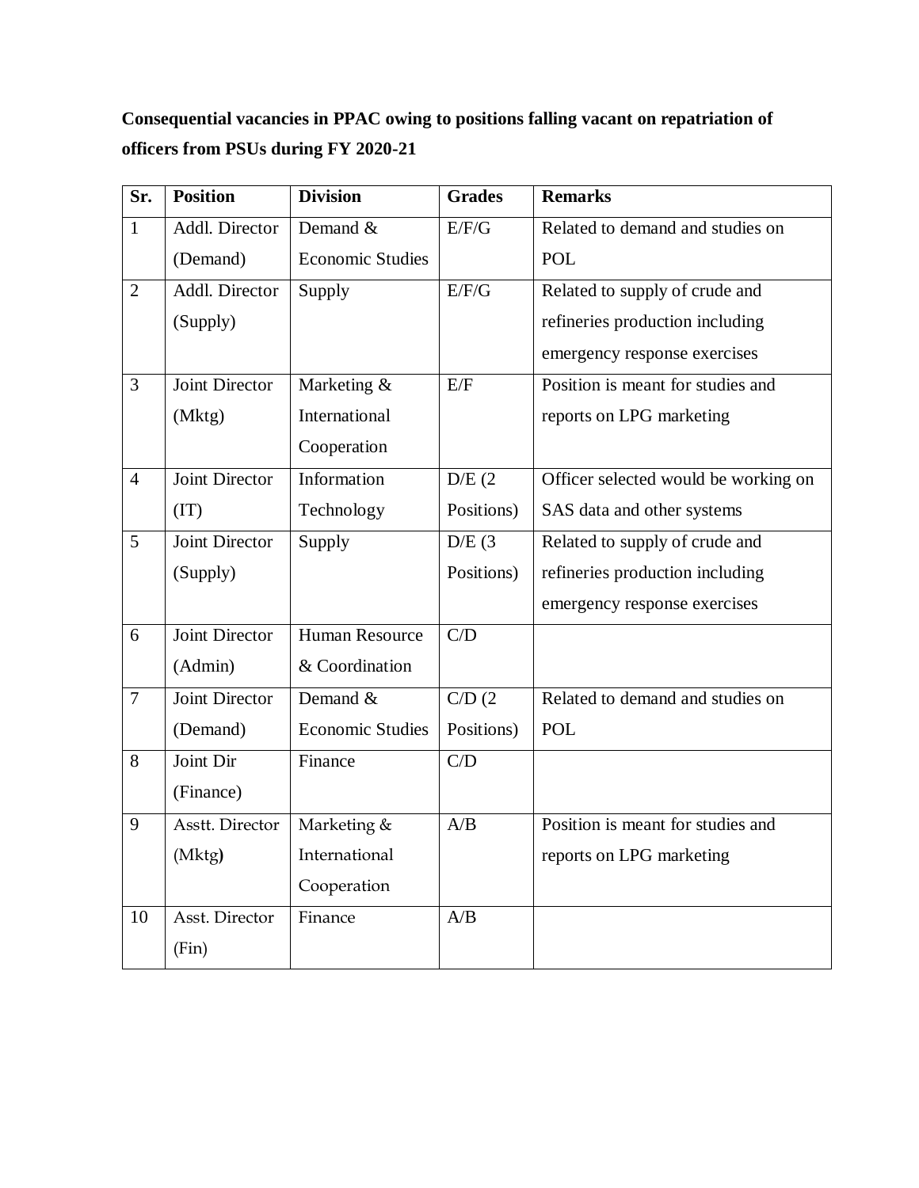**Consequential vacancies in PPAC owing to positions falling vacant on repatriation of officers from PSUs during FY 2020-21**

| Sr. | Position | Division | Grades | Remarks |
|---|---|---|---|---|
| 1 | Addl. Director (Demand) | Demand & Economic Studies | E/F/G | Related to demand and studies on POL |
| 2 | Addl. Director (Supply) | Supply | E/F/G | Related to supply of crude and refineries production including emergency response exercises |
| 3 | Joint Director (Mktg) | Marketing & International Cooperation | E/F | Position is meant for studies and reports on LPG marketing |
| 4 | Joint Director (IT) | Information Technology | D/E (2 Positions) | Officer selected would be working on SAS data and other systems |
| 5 | Joint Director (Supply) | Supply | D/E (3 Positions) | Related to supply of crude and refineries production including emergency response exercises |
| 6 | Joint Director (Admin) | Human Resource & Coordination | C/D | |
| 7 | Joint Director (Demand) | Demand & Economic Studies | C/D (2 Positions) | Related to demand and studies on POL |
| 8 | Joint Dir (Finance) | Finance | C/D | |
| 9 | Asstt. Director (Mktg) | Marketing & International Cooperation | A/B | Position is meant for studies and reports on LPG marketing |
| 10 | Asst. Director (Fin) | Finance | A/B | |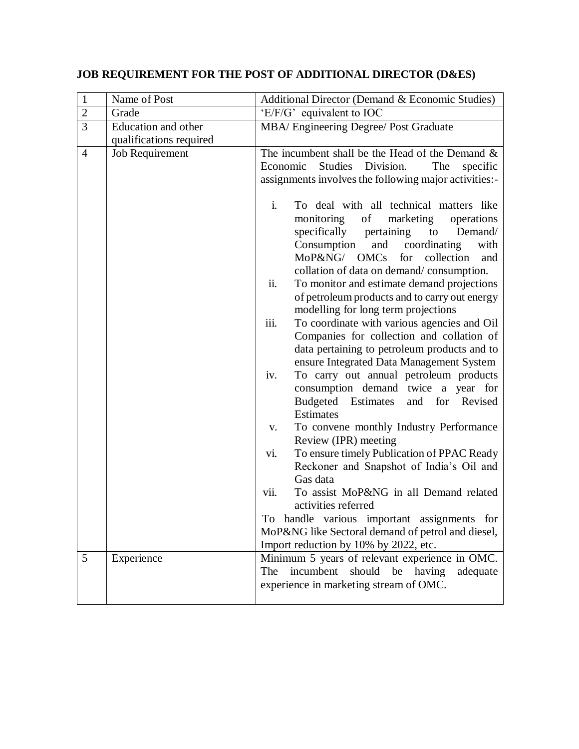**JOB REQUIREMENT FOR THE POST OF ADDITIONAL DIRECTOR (D&ES)**

| | | |
|---|---|---|
| 1 | Name of Post | Additional Director (Demand & Economic Studies) |
| 2 | Grade | 'E/F/G' equivalent to IOC |
| 3 | Education and other qualifications required | MBA/ Engineering Degree/ Post Graduate |
| 4 | Job Requirement | The incumbent shall be the Head of the Demand & Economic Studies Division. The specific assignments involves the following major activities:-<br><br>i. To deal with all technical matters like monitoring of marketing operations specifically pertaining to Demand/ Consumption and coordinating with MoP&NG/ OMCs for collection and collation of data on demand/ consumption.<br>ii. To monitor and estimate demand projections of petroleum products and to carry out energy modelling for long term projections<br>iii. To coordinate with various agencies and Oil Companies for collection and collation of data pertaining to petroleum products and to ensure Integrated Data Management System<br>iv. To carry out annual petroleum products consumption demand twice a year for Budgeted Estimates and for Revised Estimates<br>v. To convene monthly Industry Performance Review (IPR) meeting<br>vi. To ensure timely Publication of PPAC Ready Reckoner and Snapshot of India's Oil and Gas data<br>vii. To assist MoP&NG in all Demand related activities referred<br><br>To handle various important assignments for MoP&NG like Sectoral demand of petrol and diesel, Import reduction by 10% by 2022, etc. |
| 5 | Experience | Minimum 5 years of relevant experience in OMC. The incumbent should be having adequate experience in marketing stream of OMC. |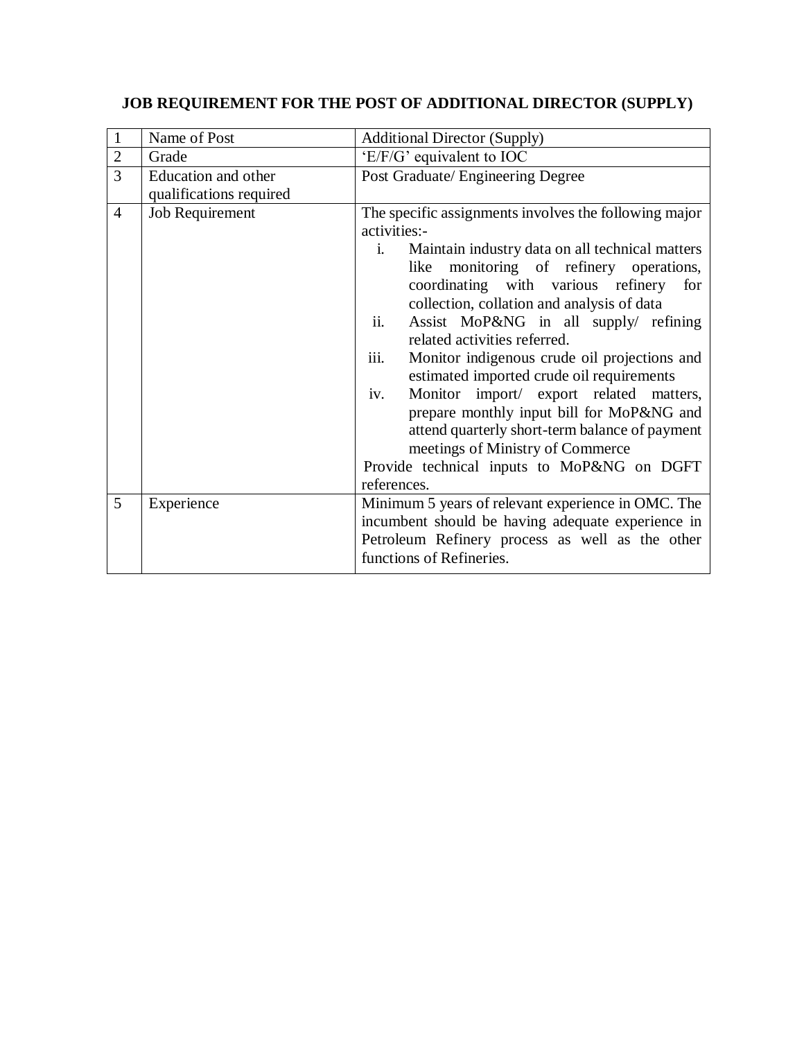**JOB REQUIREMENT FOR THE POST OF ADDITIONAL DIRECTOR (SUPPLY)**

| | | |
|---|---|---|
| 1 | Name of Post | Additional Director (Supply) |
| 2 | Grade | 'E/F/G' equivalent to IOC |
| 3 | Education and other qualifications required | Post Graduate/ Engineering Degree |
| 4 | Job Requirement | The specific assignments involves the following major activities:-<br>i. Maintain industry data on all technical matters like monitoring of refinery operations, coordinating with various refinery for collection, collation and analysis of data<br>ii. Assist MoP&NG in all supply/ refining related activities referred.<br>iii. Monitor indigenous crude oil projections and estimated imported crude oil requirements<br>iv. Monitor import/ export related matters, prepare monthly input bill for MoP&NG and attend quarterly short-term balance of payment meetings of Ministry of Commerce<br>Provide technical inputs to MoP&NG on DGFT references. |
| 5 | Experience | Minimum 5 years of relevant experience in OMC. The incumbent should be having adequate experience in Petroleum Refinery process as well as the other functions of Refineries. |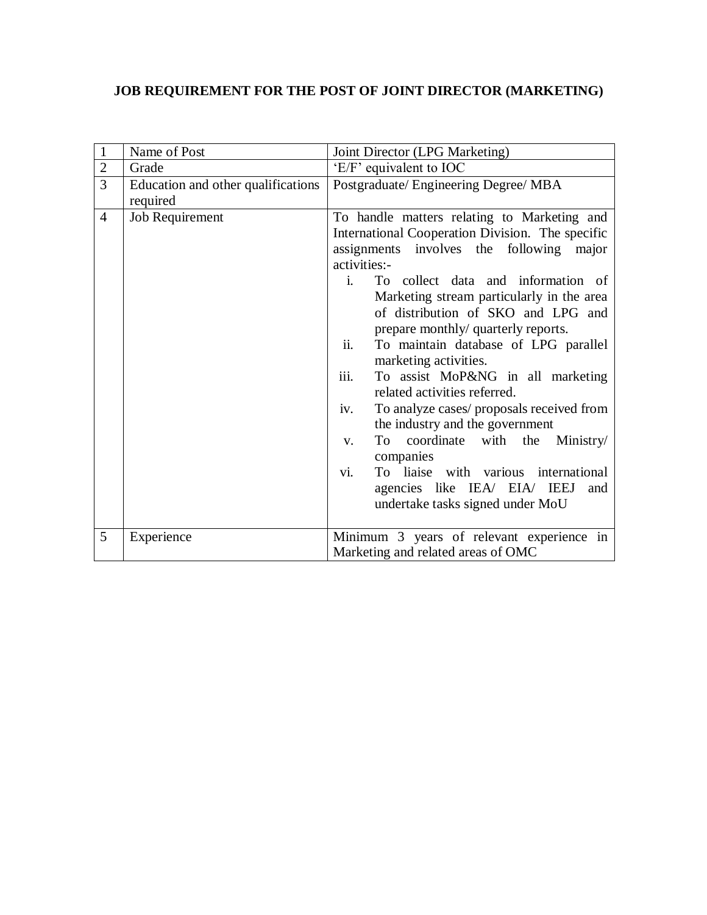**JOB REQUIREMENT FOR THE POST OF JOINT DIRECTOR (MARKETING)**

| 1 | Name of Post | Joint Director (LPG Marketing) |
|---|---|---|
| 2 | Grade | 'E/F' equivalent to IOC |
| 3 | Education and other qualifications required | Postgraduate/ Engineering Degree/ MBA |
| 4 | Job Requirement | To handle matters relating to Marketing and International Cooperation Division. The specific assignments involves the following major activities:- <br> i. To collect data and information of Marketing stream particularly in the area of distribution of SKO and LPG and prepare monthly/ quarterly reports. <br> ii. To maintain database of LPG parallel marketing activities. <br> iii. To assist MoP&NG in all marketing related activities referred. <br> iv. To analyze cases/ proposals received from the industry and the government <br> v. To coordinate with the Ministry/ companies <br> vi. To liaise with various international agencies like IEA/ EIA/ IEEJ and undertake tasks signed under MoU |
| 5 | Experience | Minimum 3 years of relevant experience in Marketing and related areas of OMC |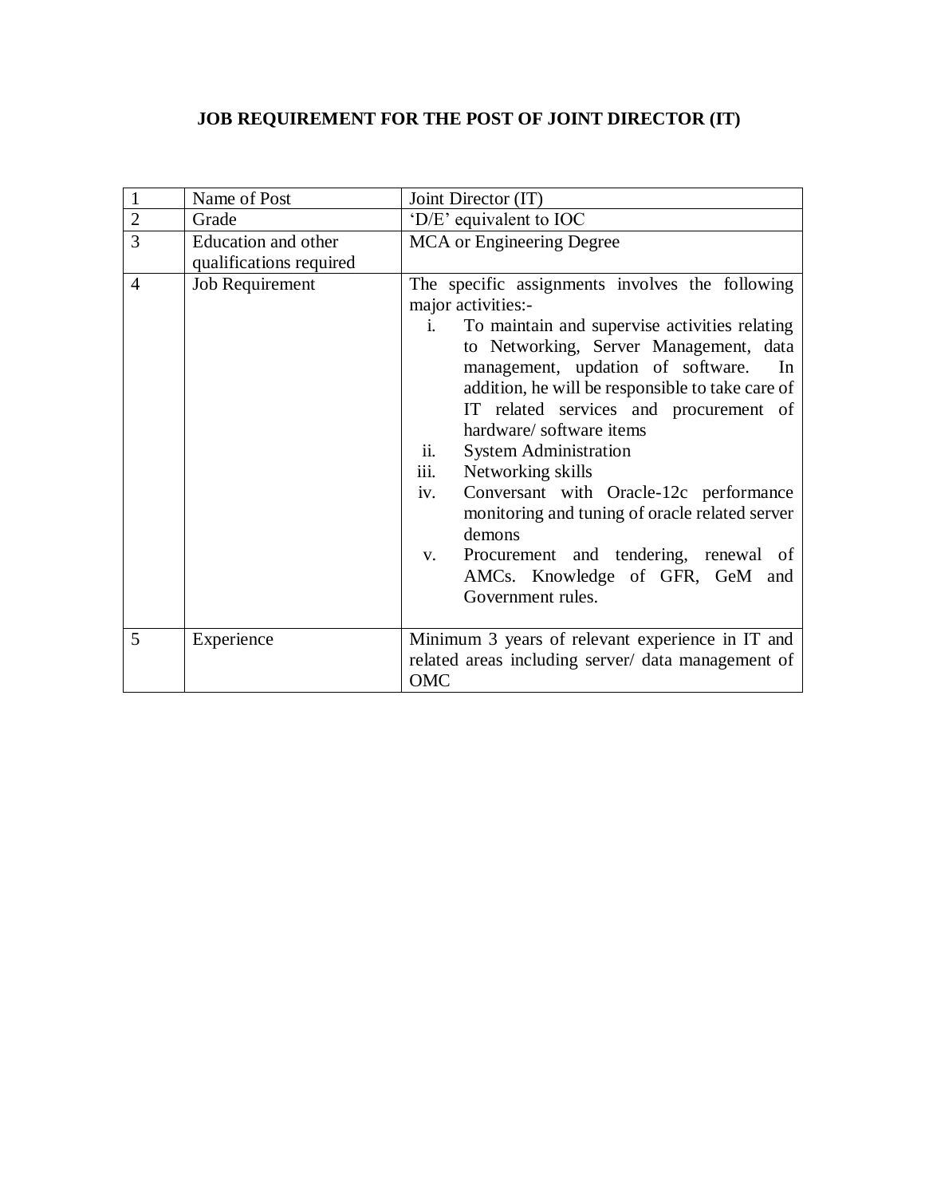**JOB REQUIREMENT FOR THE POST OF JOINT DIRECTOR (IT)**

| | | |
|---|---|---|
| 1 | Name of Post | Joint Director (IT) |
| 2 | Grade | 'D/E' equivalent to IOC |
| 3 | Education and other qualifications required | MCA or Engineering Degree |
| 4 | Job Requirement | The specific assignments involves the following major activities:-<br>i. To maintain and supervise activities relating to Networking, Server Management, data management, updation of software. In addition, he will be responsible to take care of IT related services and procurement of hardware/ software items<br>ii. System Administration<br>iii. Networking skills<br>iv. Conversant with Oracle-12c performance monitoring and tuning of oracle related server demons<br>v. Procurement and tendering, renewal of AMCs. Knowledge of GFR, GeM and Government rules. |
| 5 | Experience | Minimum 3 years of relevant experience in IT and related areas including server/ data management of OMC |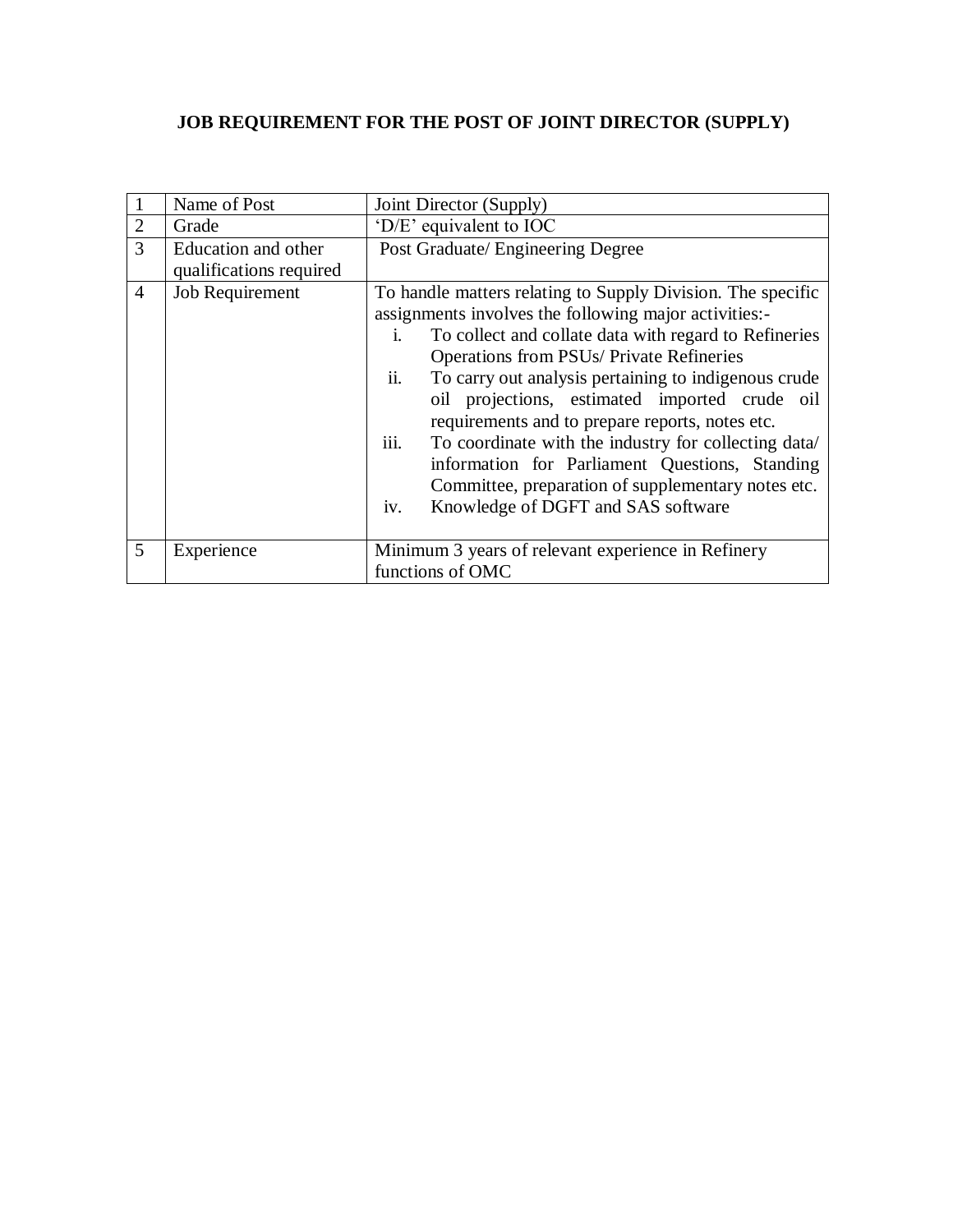**JOB REQUIREMENT FOR THE POST OF JOINT DIRECTOR (SUPPLY)**

| | | |
|---|---|---|
| 1 | Name of Post | Joint Director (Supply) |
| 2 | Grade | 'D/E' equivalent to IOC |
| 3 | Education and other qualifications required | Post Graduate/ Engineering Degree |
| 4 | Job Requirement | To handle matters relating to Supply Division. The specific assignments involves the following major activities:-<br>i. To collect and collate data with regard to Refineries Operations from PSUs/ Private Refineries<br>ii. To carry out analysis pertaining to indigenous crude oil projections, estimated imported crude oil requirements and to prepare reports, notes etc.<br>iii. To coordinate with the industry for collecting data/ information for Parliament Questions, Standing Committee, preparation of supplementary notes etc.<br>iv. Knowledge of DGFT and SAS software |
| 5 | Experience | Minimum 3 years of relevant experience in Refinery functions of OMC |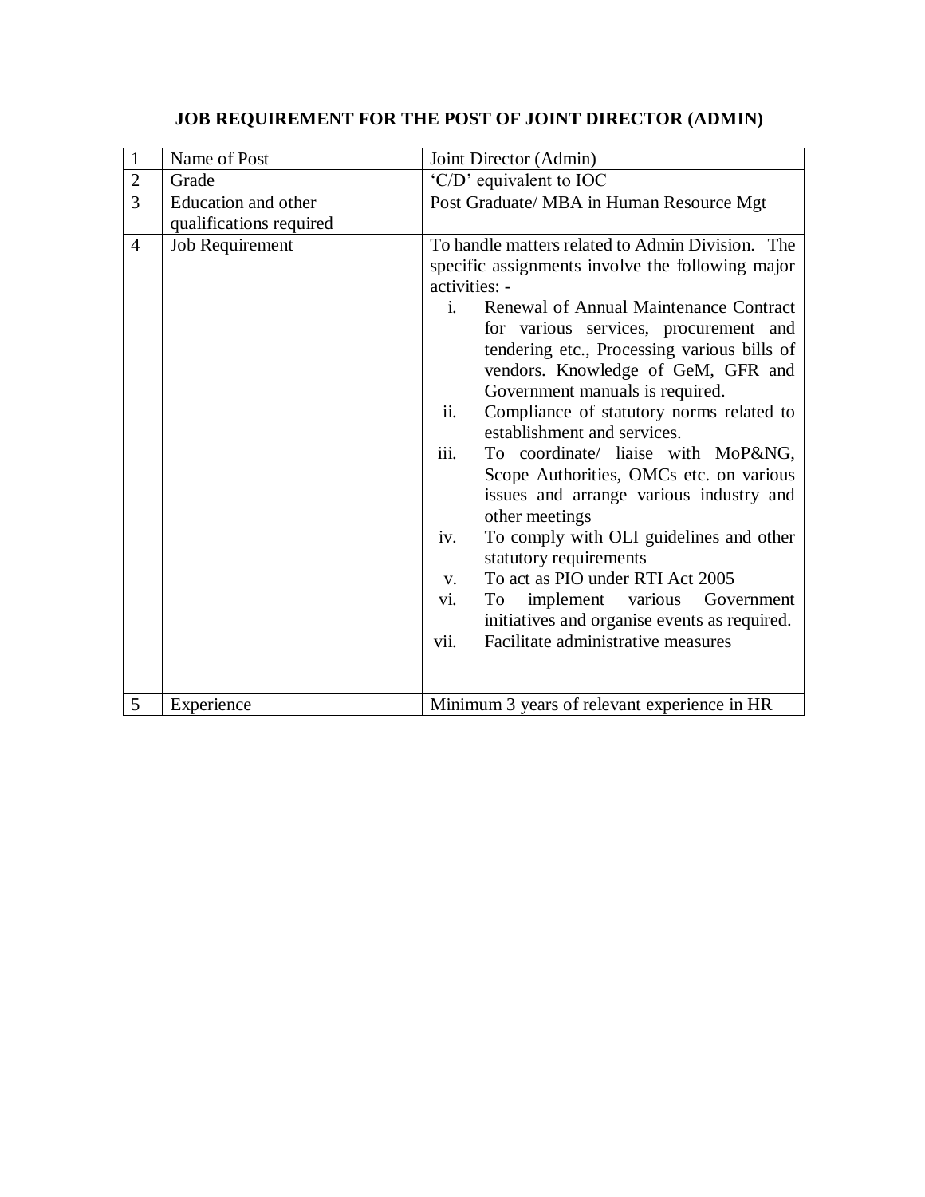**JOB REQUIREMENT FOR THE POST OF JOINT DIRECTOR (ADMIN)**

| | | |
|---|---|---|
| 1 | Name of Post | Joint Director (Admin) |
| 2 | Grade | 'C/D' equivalent to IOC |
| 3 | Education and other qualifications required | Post Graduate/ MBA in Human Resource Mgt |
| 4 | Job Requirement | To handle matters related to Admin Division. The specific assignments involve the following major activities: -<br>i. Renewal of Annual Maintenance Contract for various services, procurement and tendering etc., Processing various bills of vendors. Knowledge of GeM, GFR and Government manuals is required.<br>ii. Compliance of statutory norms related to establishment and services.<br>iii. To coordinate/ liaise with MoP&NG, Scope Authorities, OMCs etc. on various issues and arrange various industry and other meetings<br>iv. To comply with OLI guidelines and other statutory requirements<br>v. To act as PIO under RTI Act 2005<br>vi. To implement various Government initiatives and organise events as required.<br>vii. Facilitate administrative measures |
| 5 | Experience | Minimum 3 years of relevant experience in HR |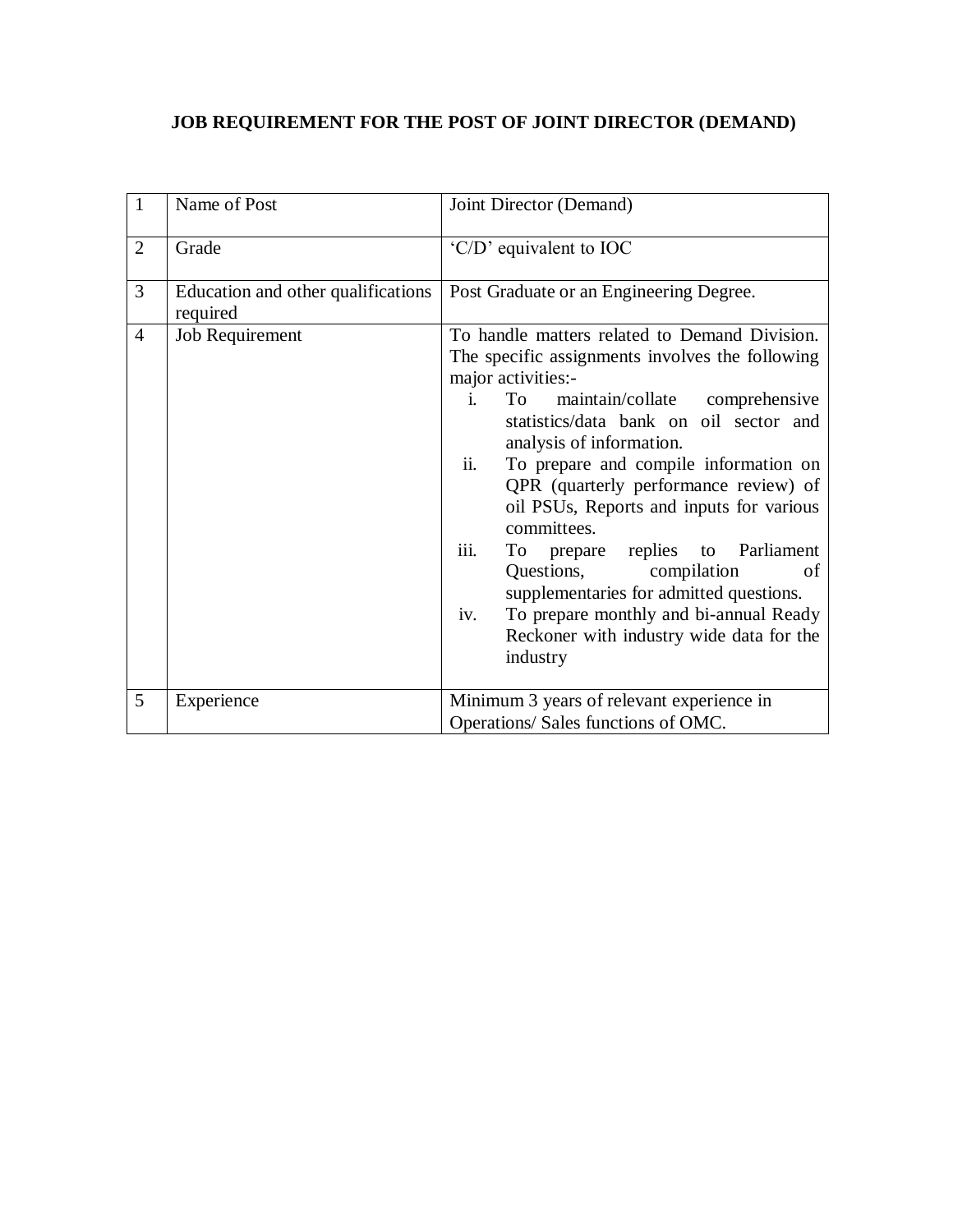**JOB REQUIREMENT FOR THE POST OF JOINT DIRECTOR (DEMAND)**

| | | |
|---|---|---|
| 1 | Name of Post | Joint Director (Demand) |
| 2 | Grade | 'C/D' equivalent to IOC |
| 3 | Education and other qualifications required | Post Graduate or an Engineering Degree. |
| 4 | Job Requirement | To handle matters related to Demand Division. The specific assignments involves the following major activities:-<br>i. To maintain/collate comprehensive statistics/data bank on oil sector and analysis of information.<br>ii. To prepare and compile information on QPR (quarterly performance review) of oil PSUs, Reports and inputs for various committees.<br>iii. To prepare replies to Parliament Questions, compilation of supplementaries for admitted questions.<br>iv. To prepare monthly and bi-annual Ready Reckoner with industry wide data for the industry |
| 5 | Experience | Minimum 3 years of relevant experience in Operations/ Sales functions of OMC. |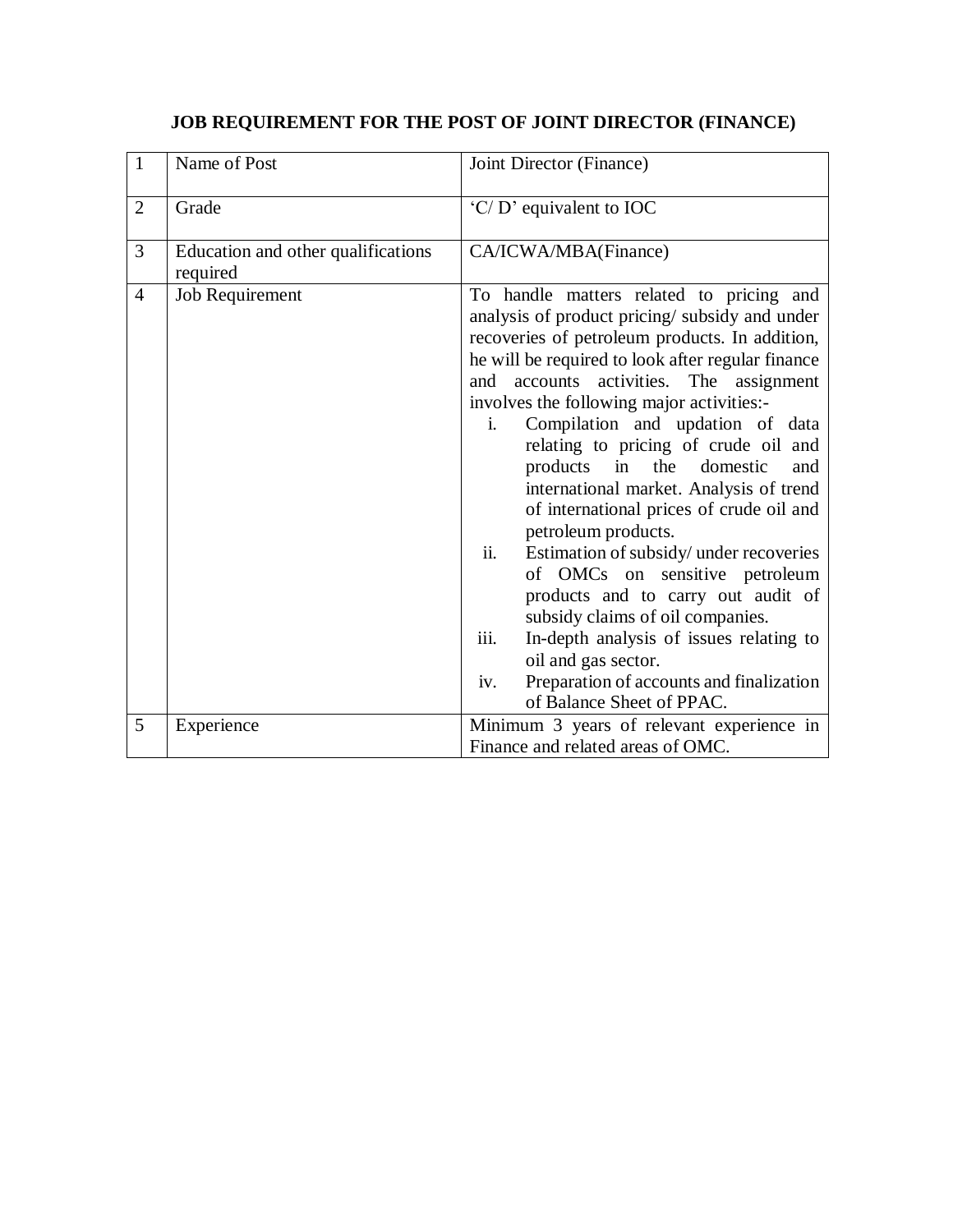**JOB REQUIREMENT FOR THE POST OF JOINT DIRECTOR (FINANCE)**

| | | |
|---|---|---|
| 1 | Name of Post | Joint Director (Finance) |
| 2 | Grade | 'C/ D' equivalent to IOC |
| 3 | Education and other qualifications required | CA/ICWA/MBA(Finance) |
| 4 | Job Requirement | To handle matters related to pricing and analysis of product pricing/ subsidy and under recoveries of petroleum products. In addition, he will be required to look after regular finance and accounts activities. The assignment involves the following major activities:-<br>i. Compilation and updation of data relating to pricing of crude oil and products in the domestic and international market. Analysis of trend of international prices of crude oil and petroleum products.<br>ii. Estimation of subsidy/ under recoveries of OMCs on sensitive petroleum products and to carry out audit of subsidy claims of oil companies.<br>iii. In-depth analysis of issues relating to oil and gas sector.<br>iv. Preparation of accounts and finalization of Balance Sheet of PPAC. |
| 5 | Experience | Minimum 3 years of relevant experience in Finance and related areas of OMC. |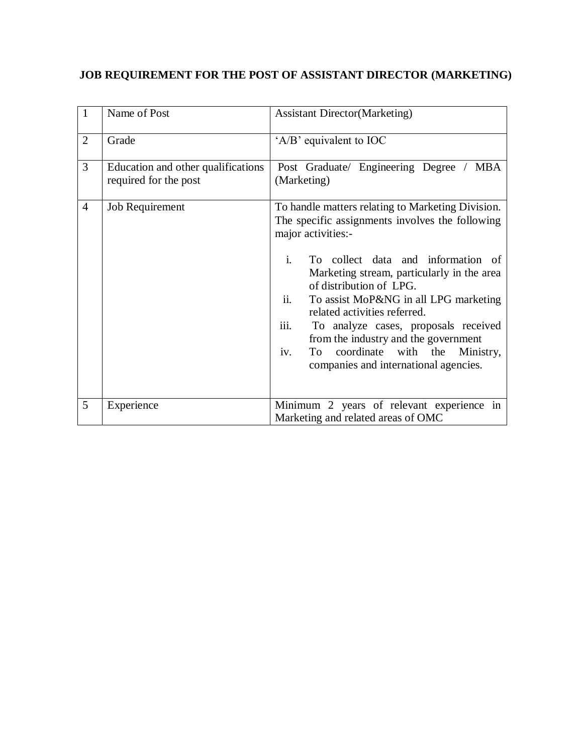**JOB REQUIREMENT FOR THE POST OF ASSISTANT DIRECTOR (MARKETING)**

| | | |
|---|---|---|
| 1 | Name of Post | Assistant Director(Marketing) |
| 2 | Grade | 'A/B' equivalent to IOC |
| 3 | Education and other qualifications required for the post | Post Graduate/ Engineering Degree / MBA (Marketing) |
| 4 | Job Requirement | To handle matters relating to Marketing Division. The specific assignments involves the following major activities:-<br><br>i. To collect data and information of Marketing stream, particularly in the area of distribution of LPG.<br>ii. To assist MoP&NG in all LPG marketing related activities referred.<br>iii. To analyze cases, proposals received from the industry and the government<br>iv. To coordinate with the Ministry, companies and international agencies. |
| 5 | Experience | Minimum 2 years of relevant experience in Marketing and related areas of OMC |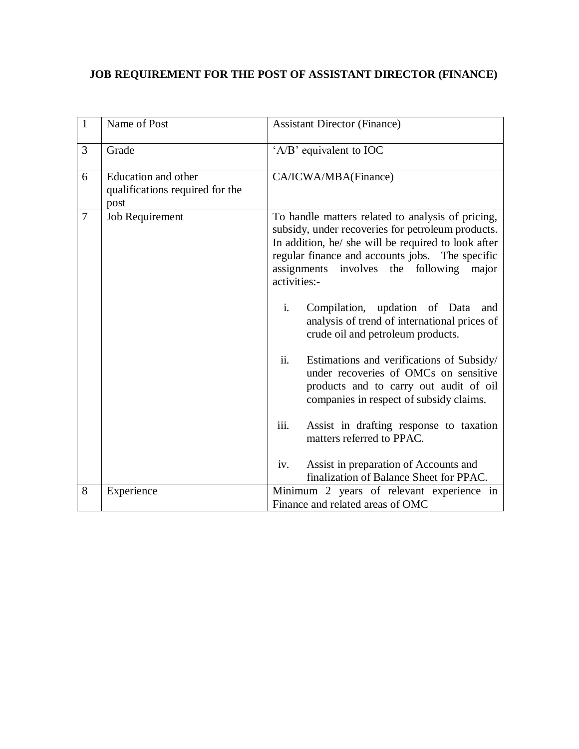# JOB REQUIREMENT FOR THE POST OF ASSISTANT DIRECTOR (FINANCE)

| | | |
|---|---|---|
| 1 | Name of Post | Assistant Director (Finance) |
| 3 | Grade | 'A/B' equivalent to IOC |
| 6 | Education and other qualifications required for the post | CA/ICWA/MBA(Finance) |
| 7 | Job Requirement | To handle matters related to analysis of pricing, subsidy, under recoveries for petroleum products. In addition, he/ she will be required to look after regular finance and accounts jobs. The specific assignments involves the following major activities:-<br><br>i. Compilation, updation of Data and analysis of trend of international prices of crude oil and petroleum products.<br><br>ii. Estimations and verifications of Subsidy/ under recoveries of OMCs on sensitive products and to carry out audit of oil companies in respect of subsidy claims.<br><br>iii. Assist in drafting response to taxation matters referred to PPAC.<br><br>iv. Assist in preparation of Accounts and finalization of Balance Sheet for PPAC. |
| 8 | Experience | Minimum 2 years of relevant experience in Finance and related areas of OMC |